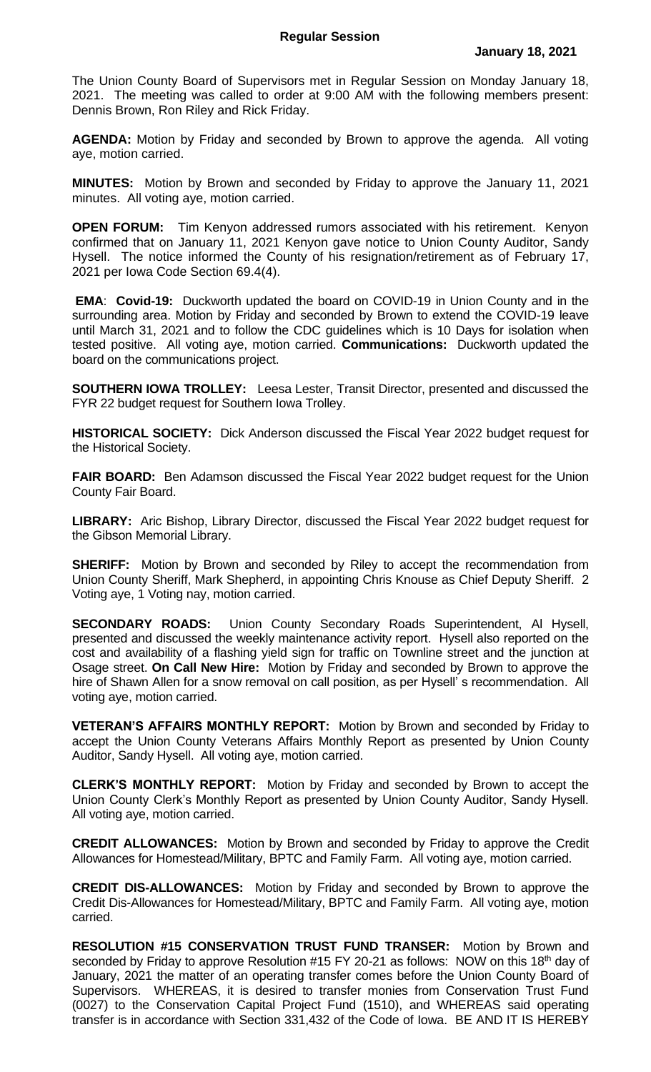**Regular Session**

**January 18, 2021**

The Union County Board of Supervisors met in Regular Session on Monday January 18, 2021. The meeting was called to order at 9:00 AM with the following members present: Dennis Brown, Ron Riley and Rick Friday.

**AGENDA:** Motion by Friday and seconded by Brown to approve the agenda. All voting aye, motion carried.

**MINUTES:** Motion by Brown and seconded by Friday to approve the January 11, 2021 minutes. All voting aye, motion carried.

**OPEN FORUM:** Tim Kenyon addressed rumors associated with his retirement. Kenyon confirmed that on January 11, 2021 Kenyon gave notice to Union County Auditor, Sandy Hysell. The notice informed the County of his resignation/retirement as of February 17, 2021 per Iowa Code Section 69.4(4).

**EMA**: **Covid-19:** Duckworth updated the board on COVID-19 in Union County and in the surrounding area. Motion by Friday and seconded by Brown to extend the COVID-19 leave until March 31, 2021 and to follow the CDC guidelines which is 10 Days for isolation when tested positive. All voting aye, motion carried. **Communications:** Duckworth updated the board on the communications project.

**SOUTHERN IOWA TROLLEY:** Leesa Lester, Transit Director, presented and discussed the FYR 22 budget request for Southern Iowa Trolley.

**HISTORICAL SOCIETY:** Dick Anderson discussed the Fiscal Year 2022 budget request for the Historical Society.

**FAIR BOARD:** Ben Adamson discussed the Fiscal Year 2022 budget request for the Union County Fair Board.

**LIBRARY:** Aric Bishop, Library Director, discussed the Fiscal Year 2022 budget request for the Gibson Memorial Library.

**SHERIFF:** Motion by Brown and seconded by Riley to accept the recommendation from Union County Sheriff, Mark Shepherd, in appointing Chris Knouse as Chief Deputy Sheriff. 2 Voting aye, 1 Voting nay, motion carried.

**SECONDARY ROADS:** Union County Secondary Roads Superintendent, Al Hysell, presented and discussed the weekly maintenance activity report. Hysell also reported on the cost and availability of a flashing yield sign for traffic on Townline street and the junction at Osage street. **On Call New Hire:** Motion by Friday and seconded by Brown to approve the hire of Shawn Allen for a snow removal on call position, as per Hysell' s recommendation. All voting aye, motion carried.

**VETERAN'S AFFAIRS MONTHLY REPORT:** Motion by Brown and seconded by Friday to accept the Union County Veterans Affairs Monthly Report as presented by Union County Auditor, Sandy Hysell. All voting aye, motion carried.

**CLERK'S MONTHLY REPORT:** Motion by Friday and seconded by Brown to accept the Union County Clerk's Monthly Report as presented by Union County Auditor, Sandy Hysell. All voting aye, motion carried.

**CREDIT ALLOWANCES:** Motion by Brown and seconded by Friday to approve the Credit Allowances for Homestead/Military, BPTC and Family Farm. All voting aye, motion carried.

**CREDIT DIS-ALLOWANCES:** Motion by Friday and seconded by Brown to approve the Credit Dis-Allowances for Homestead/Military, BPTC and Family Farm. All voting aye, motion carried.

**RESOLUTION #15 CONSERVATION TRUST FUND TRANSER:** Motion by Brown and seconded by Friday to approve Resolution #15 FY 20-21 as follows: NOW on this 18th day of January, 2021 the matter of an operating transfer comes before the Union County Board of Supervisors. WHEREAS, it is desired to transfer monies from Conservation Trust Fund (0027) to the Conservation Capital Project Fund (1510), and WHEREAS said operating transfer is in accordance with Section 331,432 of the Code of Iowa. BE AND IT IS HEREBY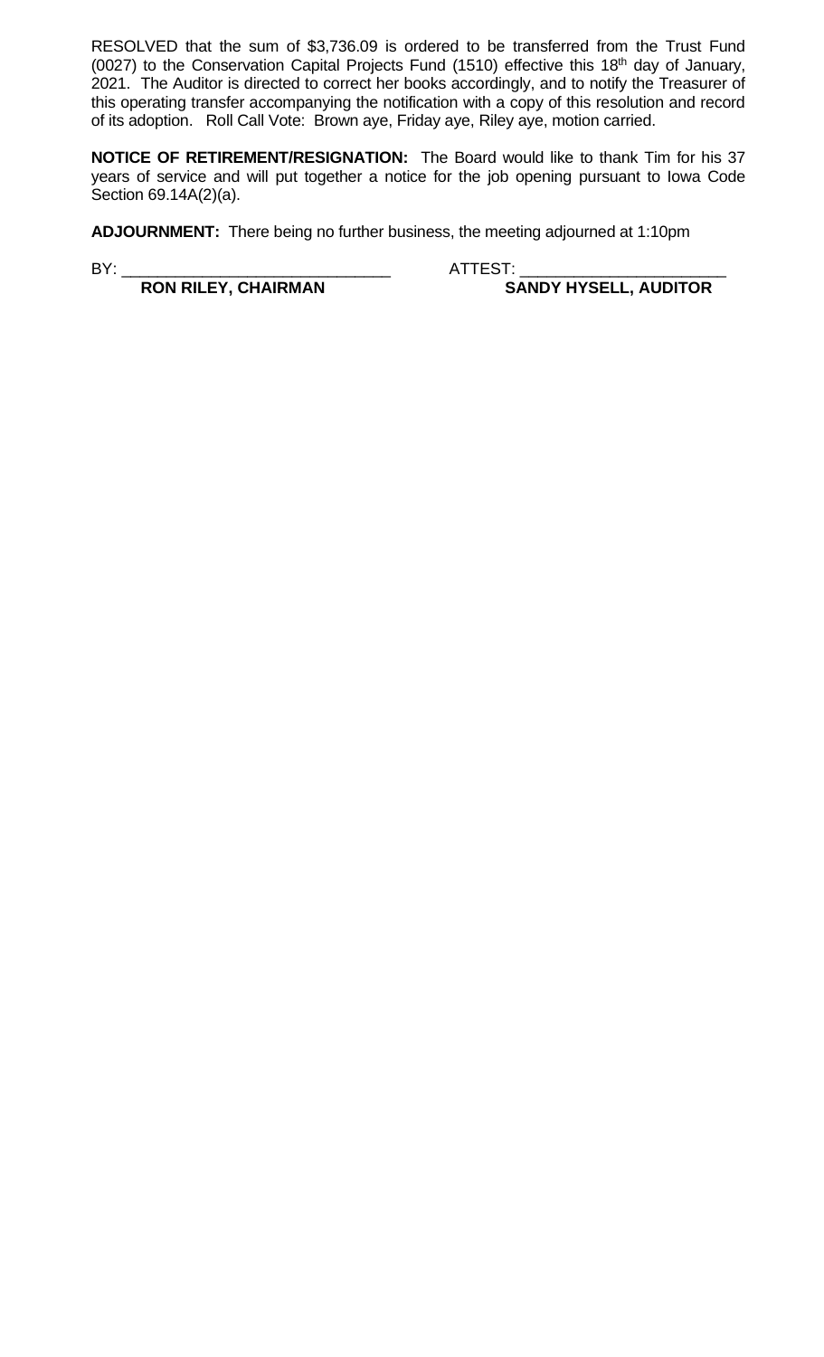RESOLVED that the sum of $3,736.09 is ordered to be transferred from the Trust Fund (0027) to the Conservation Capital Projects Fund (1510) effective this 18th day of January, 2021. The Auditor is directed to correct her books accordingly, and to notify the Treasurer of this operating transfer accompanying the notification with a copy of this resolution and record of its adoption. Roll Call Vote: Brown aye, Friday aye, Riley aye, motion carried.

**NOTICE OF RETIREMENT/RESIGNATION:** The Board would like to thank Tim for his 37 years of service and will put together a notice for the job opening pursuant to Iowa Code Section 69.14A(2)(a).

**ADJOURNMENT:** There being no further business, the meeting adjourned at 1:10pm

BY: ______________________________ ATTEST: ______________________

**RON RILEY, CHAIRMAN** **SANDY HYSELL, AUDITOR**